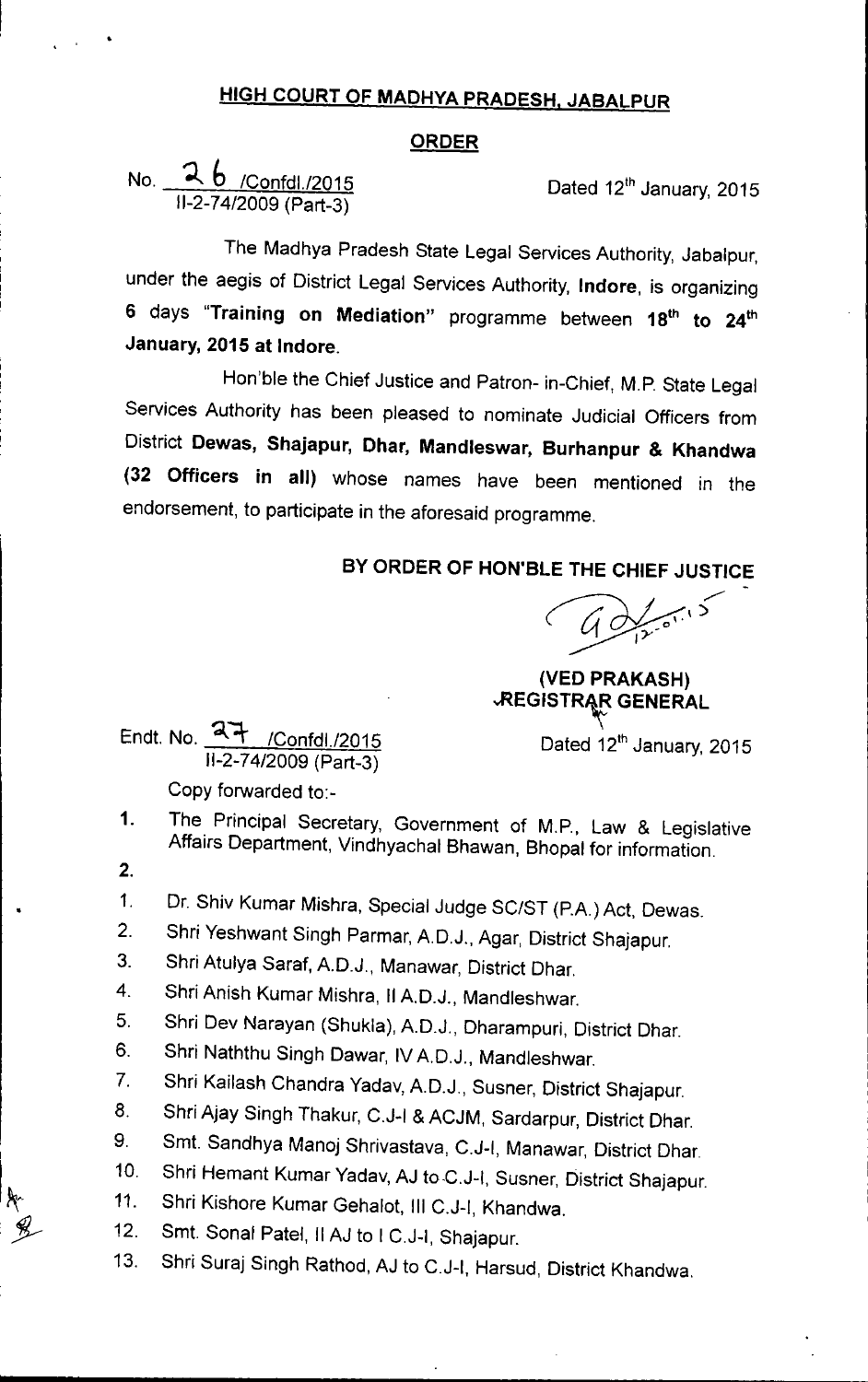# HIGH COURT OF MADHYA PRADESH, JABALPUR

## ORDER

No. 26 /Confdl./2015
II-2-74/2009 (Part-3)

Dated 12th January, 2015

The Madhya Pradesh State Legal Services Authority, Jabalpur, under the aegis of District Legal Services Authority, **Indore**, is organizing **6 days "Training on Mediation"** programme between **18th to 24th January, 2015 at Indore.**

Hon'ble the Chief Justice and Patron- in-Chief, M.P. State Legal Services Authority has been pleased to nominate Judicial Officers from District **Dewas, Shajapur, Dhar, Mandleswar, Burhanpur & Khandwa (32 Officers in all)** whose names have been mentioned in the endorsement, to participate in the aforesaid programme.

**BY ORDER OF HON'BLE THE CHIEF JUSTICE**

**(VED PRAKASH)**
**REGISTRAR GENERAL**

Endt. No. 27 /Confdl./2015
II-2-74/2009 (Part-3)

Dated 12th January, 2015

Copy forwarded to:-

1. The Principal Secretary, Government of M.P., Law & Legislative Affairs Department, Vindhyachal Bhawan, Bhopal for information.
2.

1. Dr. Shiv Kumar Mishra, Special Judge SC/ST (P.A.) Act, Dewas.
2. Shri Yeshwant Singh Parmar, A.D.J., Agar, District Shajapur.
3. Shri Atulya Saraf, A.D.J., Manawar, District Dhar.
4. Shri Anish Kumar Mishra, II A.D.J., Mandleshwar.
5. Shri Dev Narayan (Shukla), A.D.J., Dharampuri, District Dhar.
6. Shri Naththu Singh Dawar, IV A.D.J., Mandleshwar.
7. Shri Kailash Chandra Yadav, A.D.J., Susner, District Shajapur.
8. Shri Ajay Singh Thakur, C.J-I & ACJM, Sardarpur, District Dhar.
9. Smt. Sandhya Manoj Shrivastava, C.J-I, Manawar, District Dhar.
10. Shri Hemant Kumar Yadav, AJ to C.J-I, Susner, District Shajapur.
11. Shri Kishore Kumar Gehalot, III C.J-I, Khandwa.
12. Smt. Sonal Patel, II AJ to I C.J-I, Shajapur.
13. Shri Suraj Singh Rathod, AJ to C.J-I, Harsud, District Khandwa.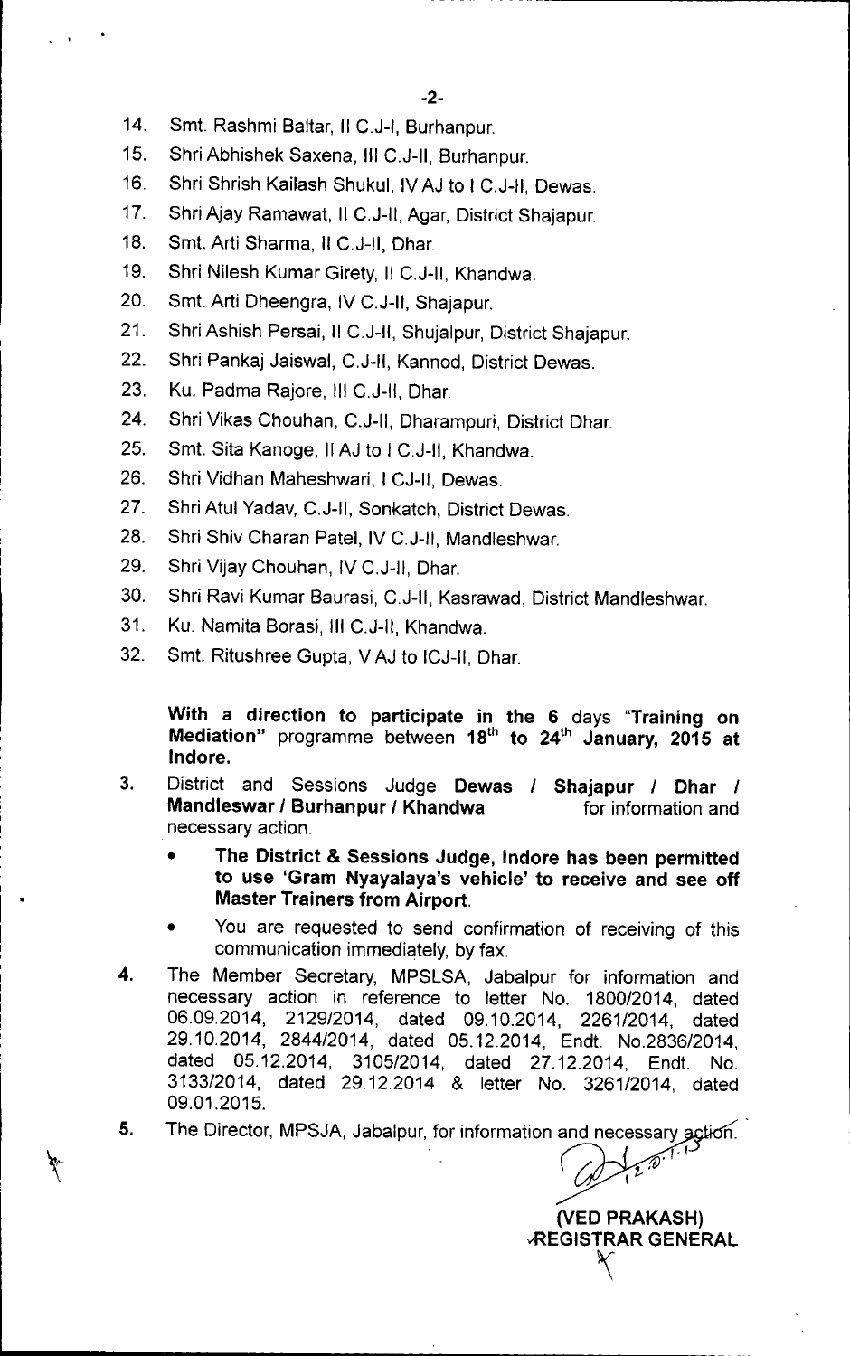14. Smt. Rashmi Baltar, II C.J-I, Burhanpur.
15. Shri Abhishek Saxena, III C.J-II, Burhanpur.
16. Shri Shrish Kailash Shukul, IV AJ to I C.J-II, Dewas.
17. Shri Ajay Ramawat, II C.J-II, Agar, District Shajapur.
18. Smt. Arti Sharma, II C.J-II, Dhar.
19. Shri Nilesh Kumar Girety, II C.J-II, Khandwa.
20. Smt. Arti Dheengra, IV C.J-II, Shajapur.
21. Shri Ashish Persai, II C.J-II, Shujalpur, District Shajapur.
22. Shri Pankaj Jaiswal, C.J-II, Kannod, District Dewas.
23. Ku. Padma Rajore, III C.J-II, Dhar.
24. Shri Vikas Chouhan, C.J-II, Dharampuri, District Dhar.
25. Smt. Sita Kanoge, II AJ to I C.J-II, Khandwa.
26. Shri Vidhan Maheshwari, I CJ-II, Dewas.
27. Shri Atul Yadav, C.J-II, Sonkatch, District Dewas.
28. Shri Shiv Charan Patel, IV C.J-II, Mandleshwar.
29. Shri Vijay Chouhan, IV C.J-II, Dhar.
30. Shri Ravi Kumar Baurasi, C.J-II, Kasrawad, District Mandleshwar.
31. Ku. Namita Borasi, III C.J-II, Khandwa.
32. Smt. Ritushree Gupta, V AJ to ICJ-II, Dhar.

**With a direction to participate in the 6** days "**Training on Mediation**" programme between **18th to 24th January, 2015 at Indore.**

3. District and Sessions Judge **Dewas / Shajapur / Dhar / Mandleswar / Burhanpur / Khandwa** for information and necessary action.
   - **The District & Sessions Judge, Indore has been permitted to use 'Gram Nyayalaya's vehicle' to receive and see off Master Trainers from Airport.**
   - You are requested to send confirmation of receiving of this communication immediately, by fax.
4. The Member Secretary, MPSLSA, Jabalpur for information and necessary action in reference to letter No. 1800/2014, dated 06.09.2014, 2129/2014, dated 09.10.2014, 2261/2014, dated 29.10.2014, 2844/2014, dated 05.12.2014, Endt. No.2836/2014, dated 05.12.2014, 3105/2014, dated 27.12.2014, Endt. No. 3133/2014, dated 29.12.2014 & letter No. 3261/2014, dated 09.01.2015.
5. The Director, MPSJA, Jabalpur, for information and necessary action.

**(VED PRAKASH)**
**REGISTRAR GENERAL**